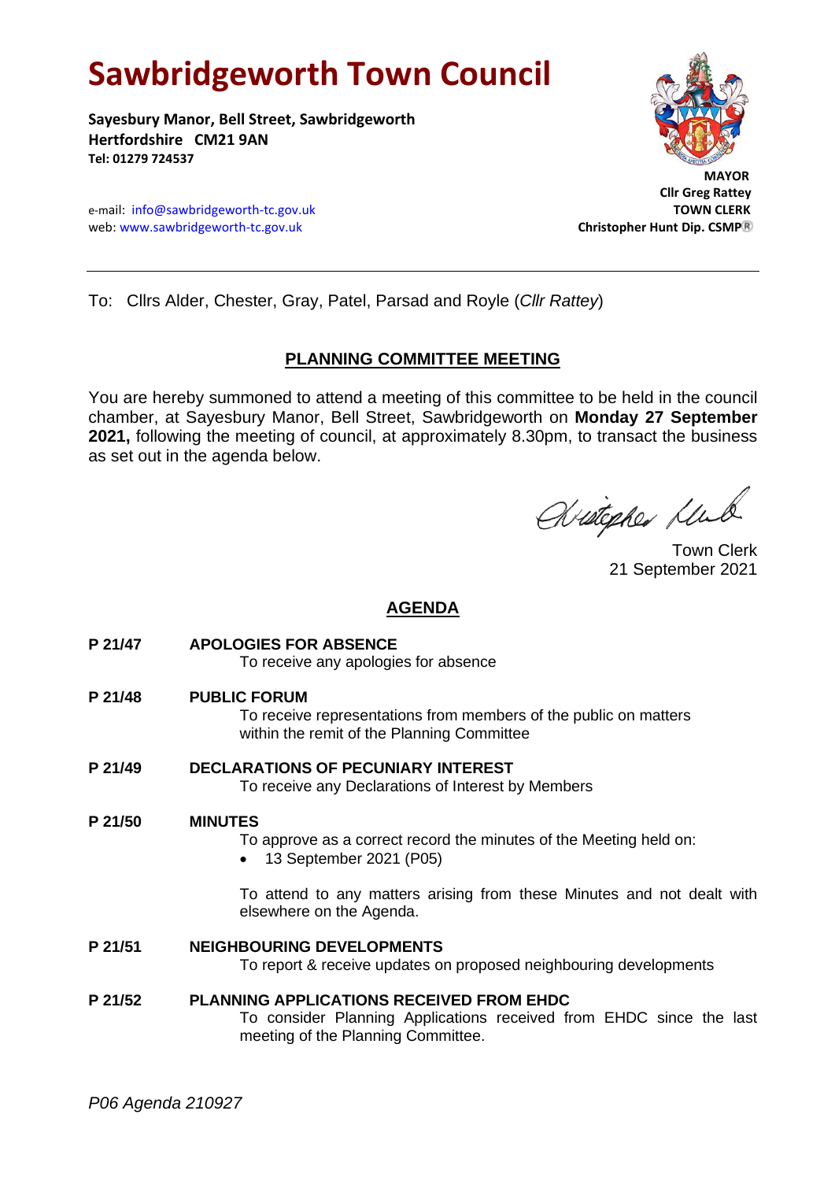# Sawbridgeworth Town Council

**Sayesbury Manor, Bell Street, Sawbridgeworth**
**Hertfordshire CM21 9AN**
**Tel: 01279 724537**

e-mail: info@sawbridgeworth-tc.gov.uk
web: www.sawbridgeworth-tc.gov.uk

**MAYOR**
**Cllr Greg Rattey**
**TOWN CLERK**
**Christopher Hunt Dip. CSMP®**

---

To: Cllrs Alder, Chester, Gray, Patel, Parsad and Royle (*Cllr Rattey*)

## PLANNING COMMITTEE MEETING

You are hereby summoned to attend a meeting of this committee to be held in the council chamber, at Sayesbury Manor, Bell Street, Sawbridgeworth on **Monday 27 September 2021,** following the meeting of council, at approximately 8.30pm, to transact the business as set out in the agenda below.

Town Clerk
21 September 2021

## AGENDA

**P 21/47 APOLOGIES FOR ABSENCE**
To receive any apologies for absence

**P 21/48 PUBLIC FORUM**
To receive representations from members of the public on matters within the remit of the Planning Committee

**P 21/49 DECLARATIONS OF PECUNIARY INTEREST**
To receive any Declarations of Interest by Members

**P 21/50 MINUTES**
To approve as a correct record the minutes of the Meeting held on:

- 13 September 2021 (P05)

To attend to any matters arising from these Minutes and not dealt with elsewhere on the Agenda.

**P 21/51 NEIGHBOURING DEVELOPMENTS**
To report & receive updates on proposed neighbouring developments

**P 21/52 PLANNING APPLICATIONS RECEIVED FROM EHDC**
To consider Planning Applications received from EHDC since the last meeting of the Planning Committee.

*P06 Agenda 210927*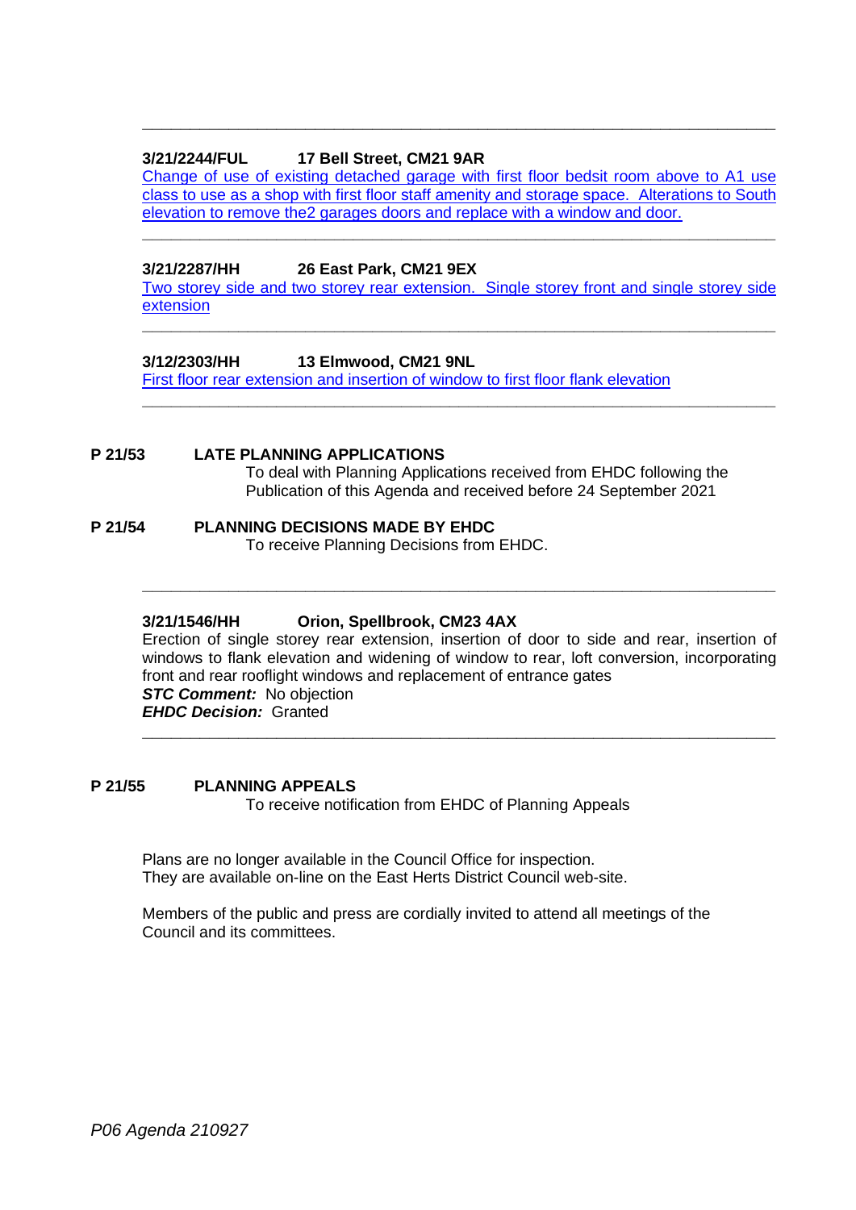---

**3/21/2244/FUL 17 Bell Street, CM21 9AR**

Change of use of existing detached garage with first floor bedsit room above to A1 use class to use as a shop with first floor staff amenity and storage space. Alterations to South elevation to remove the2 garages doors and replace with a window and door.

---

**3/21/2287/HH 26 East Park, CM21 9EX**

Two storey side and two storey rear extension. Single storey front and single storey side extension

---

**3/12/2303/HH 13 Elmwood, CM21 9NL**

First floor rear extension and insertion of window to first floor flank elevation

---

**P 21/53 LATE PLANNING APPLICATIONS**

To deal with Planning Applications received from EHDC following the Publication of this Agenda and received before 24 September 2021

**P 21/54 PLANNING DECISIONS MADE BY EHDC**

To receive Planning Decisions from EHDC.

---

**3/21/1546/HH Orion, Spellbrook, CM23 4AX**

Erection of single storey rear extension, insertion of door to side and rear, insertion of windows to flank elevation and widening of window to rear, loft conversion, incorporating front and rear rooflight windows and replacement of entrance gates

***STC Comment:*** No objection

***EHDC Decision:*** Granted

---

**P 21/55 PLANNING APPEALS**

To receive notification from EHDC of Planning Appeals

Plans are no longer available in the Council Office for inspection.
They are available on-line on the East Herts District Council web-site.

Members of the public and press are cordially invited to attend all meetings of the Council and its committees.